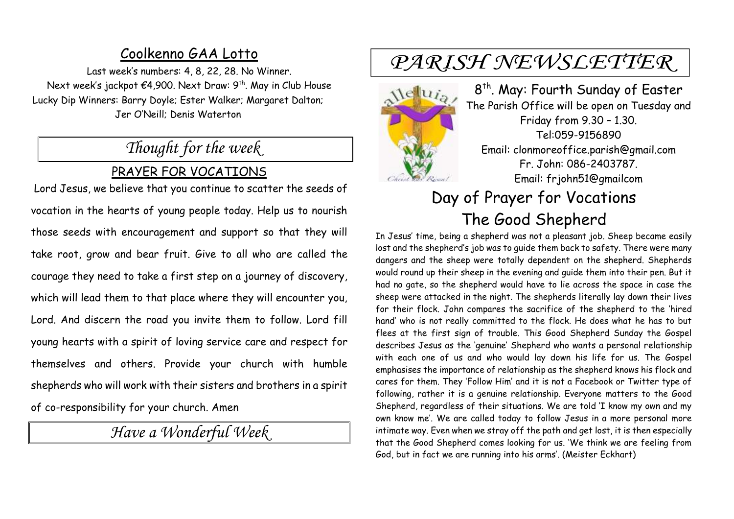## Coolkenno GAA Lotto

Last week's numbers: 4, 8, 22, 28. No Winner.
Next week's jackpot €4,900. Next Draw: 9th. May in Club House
Lucky Dip Winners: Barry Doyle; Ester Walker; Margaret Dalton; Jer O'Neill; Denis Waterton

## *Thought for the week*

### PRAYER FOR VOCATIONS

Lord Jesus, we believe that you continue to scatter the seeds of vocation in the hearts of young people today. Help us to nourish those seeds with encouragement and support so that they will take root, grow and bear fruit. Give to all who are called the courage they need to take a first step on a journey of discovery, which will lead them to that place where they will encounter you, Lord. And discern the road you invite them to follow. Lord fill young hearts with a spirit of loving service care and respect for themselves and others. Provide your church with humble shepherds who will work with their sisters and brothers in a spirit of co-responsibility for your church. Amen

## *Have a Wonderful Week*

# *PARISH NEWSLETTER*

8th. May: Fourth Sunday of Easter
The Parish Office will be open on Tuesday and Friday from 9.30 – 1.30.
Tel:059-9156890
Email: clonmoreoffice.parish@gmail.com
Fr. John: 086-2403787.
Email: frjohn51@gmailcom

## Day of Prayer for Vocations
## The Good Shepherd

In Jesus' time, being a shepherd was not a pleasant job. Sheep became easily lost and the shepherd's job was to guide them back to safety. There were many dangers and the sheep were totally dependent on the shepherd. Shepherds would round up their sheep in the evening and guide them into their pen. But it had no gate, so the shepherd would have to lie across the space in case the sheep were attacked in the night. The shepherds literally lay down their lives for their flock. John compares the sacrifice of the shepherd to the 'hired hand' who is not really committed to the flock. He does what he has to but flees at the first sign of trouble. This Good Shepherd Sunday the Gospel describes Jesus as the 'genuine' Shepherd who wants a personal relationship with each one of us and who would lay down his life for us. The Gospel emphasises the importance of relationship as the shepherd knows his flock and cares for them. They 'Follow Him' and it is not a Facebook or Twitter type of following, rather it is a genuine relationship. Everyone matters to the Good Shepherd, regardless of their situations. We are told 'I know my own and my own know me'. We are called today to follow Jesus in a more personal more intimate way. Even when we stray off the path and get lost, it is then especially that the Good Shepherd comes looking for us. 'We think we are feeling from God, but in fact we are running into his arms'. (Meister Eckhart)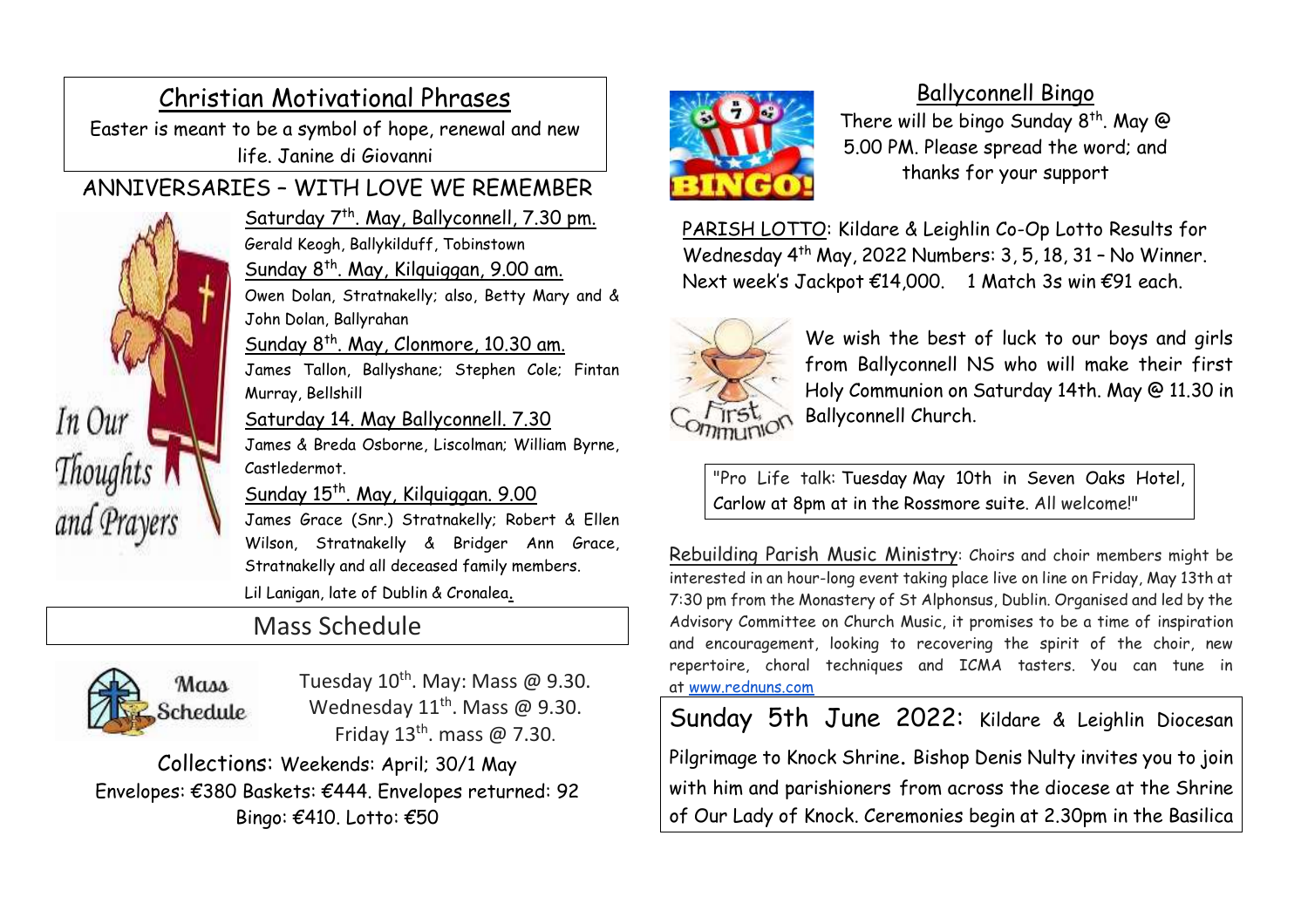## Christian Motivational Phrases

Easter is meant to be a symbol of hope, renewal and new life. Janine di Giovanni

## ANNIVERSARIES – WITH LOVE WE REMEMBER

In Our Thoughts and Prayers

Saturday 7th. May, Ballyconnell, 7.30 pm.

Gerald Keogh, Ballykilduff, Tobinstown

Sunday 8th. May, Kilquiggan, 9.00 am.

Owen Dolan, Stratnakelly; also, Betty Mary and & John Dolan, Ballyrahan

Sunday 8th. May, Clonmore, 10.30 am.

James Tallon, Ballyshane; Stephen Cole; Fintan Murray, Bellshill

Saturday 14. May Ballyconnell. 7.30

James & Breda Osborne, Liscolman; William Byrne, Castledermot.

Sunday 15th. May, Kilquiggan. 9.00

James Grace (Snr.) Stratnakelly; Robert & Ellen Wilson, Stratnakelly & Bridger Ann Grace, Stratnakelly and all deceased family members.

Lil Lanigan, late of Dublin & Cronalea.

## Mass Schedule

Tuesday 10th. May: Mass @ 9.30.
Wednesday 11th. Mass @ 9.30.
Friday 13th. mass @ 7.30.

Collections: Weekends: April; 30/1 May
Envelopes: €380 Baskets: €444. Envelopes returned: 92
Bingo: €410. Lotto: €50

## Ballyconnell Bingo

There will be bingo Sunday 8th. May @ 5.00 PM. Please spread the word; and thanks for your support

PARISH LOTTO: Kildare & Leighlin Co-Op Lotto Results for Wednesday 4th May, 2022 Numbers: 3, 5, 18, 31 – No Winner. Next week's Jackpot €14,000. 1 Match 3s win €91 each.

We wish the best of luck to our boys and girls from Ballyconnell NS who will make their first Holy Communion on Saturday 14th. May @ 11.30 in Ballyconnell Church.

"Pro Life talk: Tuesday May 10th in Seven Oaks Hotel, Carlow at 8pm at in the Rossmore suite. All welcome!"

Rebuilding Parish Music Ministry: Choirs and choir members might be interested in an hour-long event taking place live on line on Friday, May 13th at 7:30 pm from the Monastery of St Alphonsus, Dublin. Organised and led by the Advisory Committee on Church Music, it promises to be a time of inspiration and encouragement, looking to recovering the spirit of the choir, new repertoire, choral techniques and ICMA tasters. You can tune in at www.rednuns.com

Sunday 5th June 2022: Kildare & Leighlin Diocesan Pilgrimage to Knock Shrine. Bishop Denis Nulty invites you to join with him and parishioners from across the diocese at the Shrine of Our Lady of Knock. Ceremonies begin at 2.30pm in the Basilica